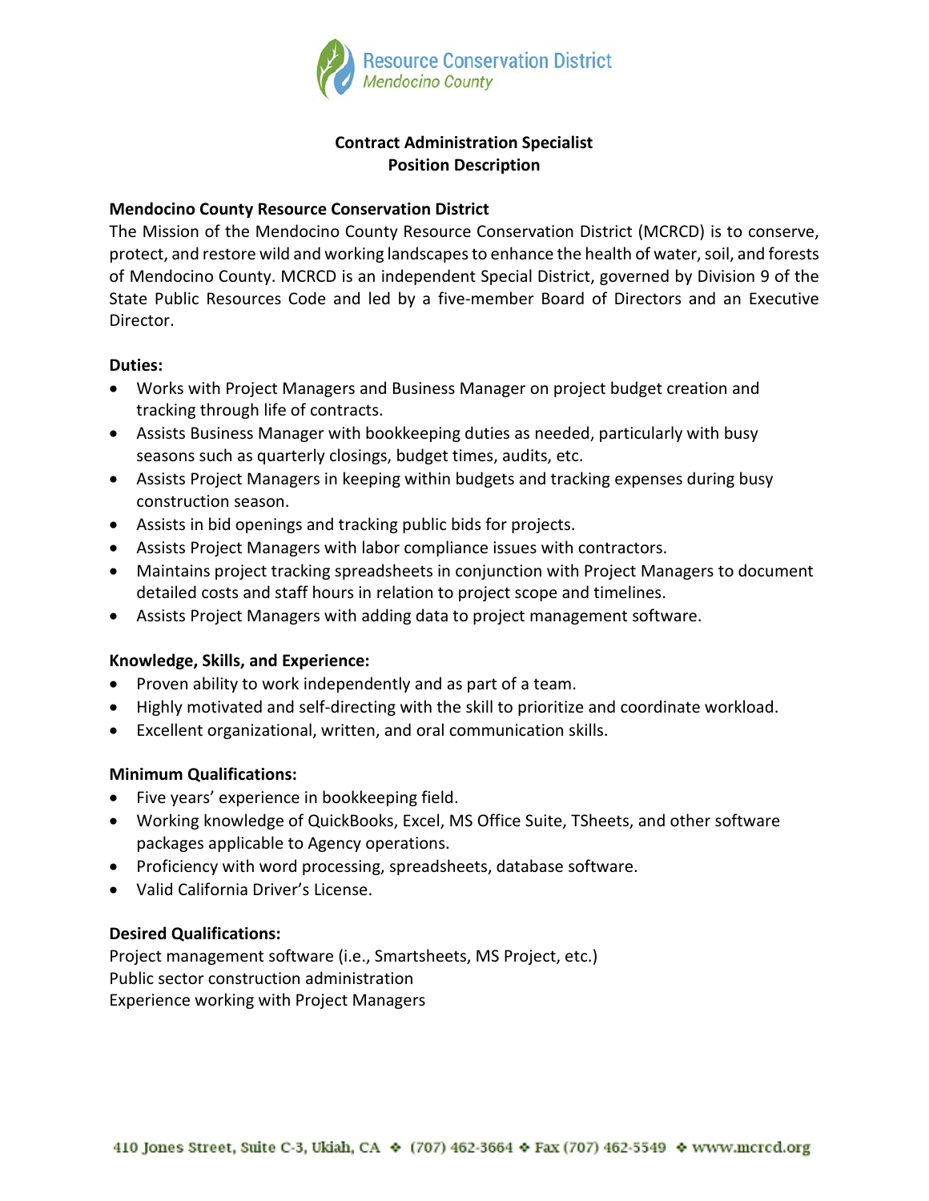Resource Conservation District
*Mendocino County*

# Contract Administration Specialist
# Position Description

**Mendocino County Resource Conservation District**

The Mission of the Mendocino County Resource Conservation District (MCRCD) is to conserve, protect, and restore wild and working landscapes to enhance the health of water, soil, and forests of Mendocino County. MCRCD is an independent Special District, governed by Division 9 of the State Public Resources Code and led by a five-member Board of Directors and an Executive Director.

**Duties:**

- Works with Project Managers and Business Manager on project budget creation and tracking through life of contracts.
- Assists Business Manager with bookkeeping duties as needed, particularly with busy seasons such as quarterly closings, budget times, audits, etc.
- Assists Project Managers in keeping within budgets and tracking expenses during busy construction season.
- Assists in bid openings and tracking public bids for projects.
- Assists Project Managers with labor compliance issues with contractors.
- Maintains project tracking spreadsheets in conjunction with Project Managers to document detailed costs and staff hours in relation to project scope and timelines.
- Assists Project Managers with adding data to project management software.

**Knowledge, Skills, and Experience:**

- Proven ability to work independently and as part of a team.
- Highly motivated and self-directing with the skill to prioritize and coordinate workload.
- Excellent organizational, written, and oral communication skills.

**Minimum Qualifications:**

- Five years' experience in bookkeeping field.
- Working knowledge of QuickBooks, Excel, MS Office Suite, TSheets, and other software packages applicable to Agency operations.
- Proficiency with word processing, spreadsheets, database software.
- Valid California Driver's License.

**Desired Qualifications:**

Project management software (i.e., Smartsheets, MS Project, etc.)
Public sector construction administration
Experience working with Project Managers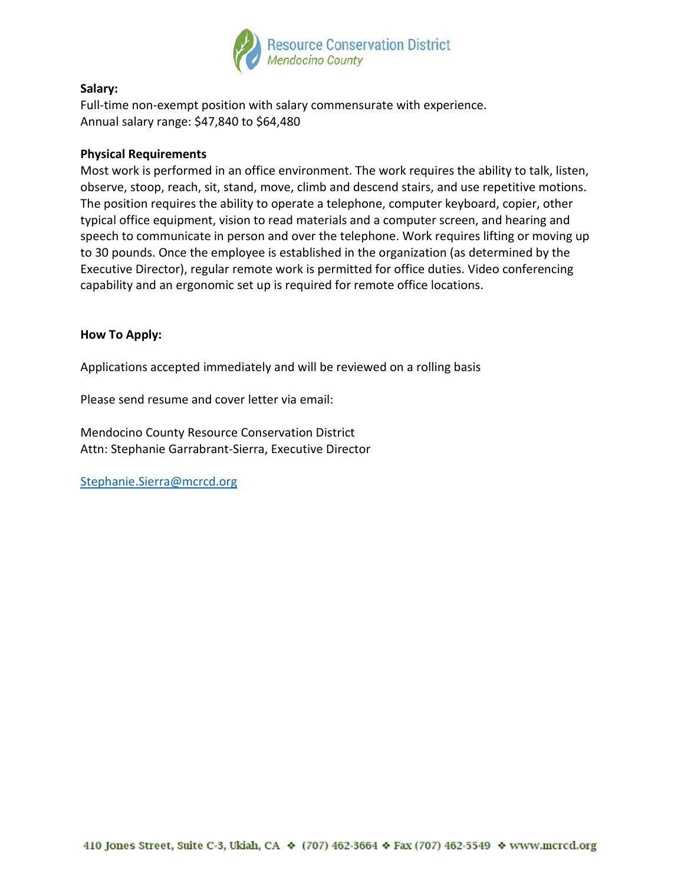**Salary:**

Full-time non-exempt position with salary commensurate with experience.
Annual salary range: $47,840 to $64,480

**Physical Requirements**

Most work is performed in an office environment. The work requires the ability to talk, listen, observe, stoop, reach, sit, stand, move, climb and descend stairs, and use repetitive motions. The position requires the ability to operate a telephone, computer keyboard, copier, other typical office equipment, vision to read materials and a computer screen, and hearing and speech to communicate in person and over the telephone. Work requires lifting or moving up to 30 pounds. Once the employee is established in the organization (as determined by the Executive Director), regular remote work is permitted for office duties. Video conferencing capability and an ergonomic set up is required for remote office locations.

**How To Apply:**

Applications accepted immediately and will be reviewed on a rolling basis

Please send resume and cover letter via email:

Mendocino County Resource Conservation District
Attn: Stephanie Garrabrant-Sierra, Executive Director

Stephanie.Sierra@mcrcd.org